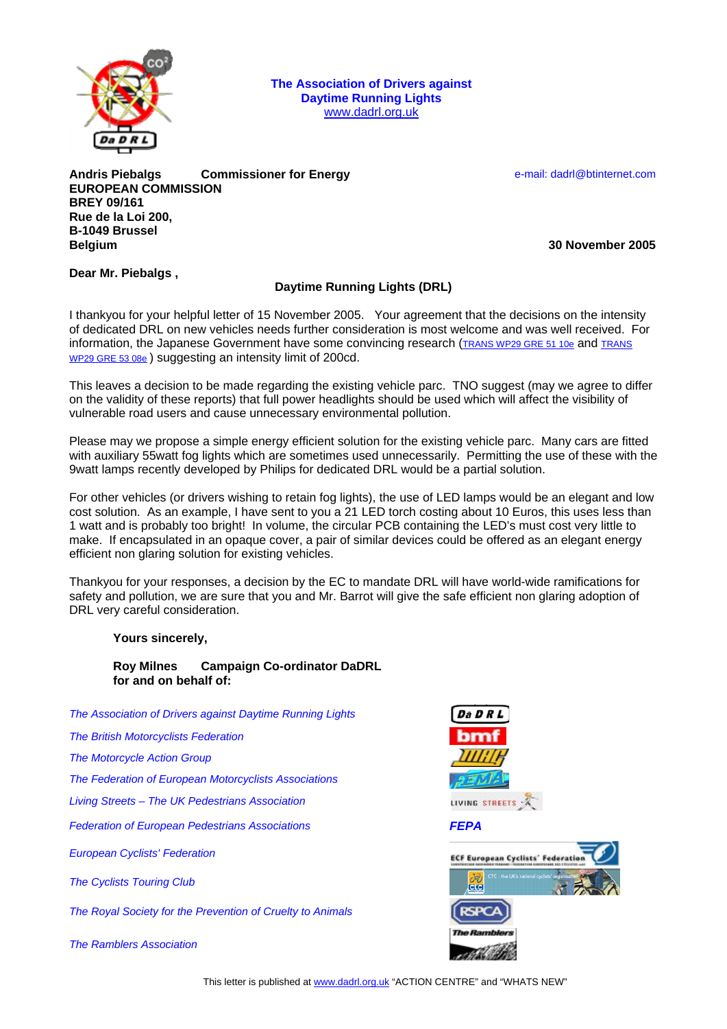**The Association of Drivers against Daytime Running Lights**
www.dadrl.org.uk

**Andris Piebalgs Commissioner for Energy**
**EUROPEAN COMMISSION**
**BREY 09/161**
**Rue de la Loi 200,**
**B-1049 Brussel**
**Belgium**

e-mail: dadrl@btinternet.com

**30 November 2005**

**Dear Mr. Piebalgs ,**

**Daytime Running Lights (DRL)**

I thankyou for your helpful letter of 15 November 2005. Your agreement that the decisions on the intensity of dedicated DRL on new vehicles needs further consideration is most welcome and was well received. For information, the Japanese Government have some convincing research (TRANS WP29 GRE 51 10e and TRANS WP29 GRE 53 08e ) suggesting an intensity limit of 200cd.

This leaves a decision to be made regarding the existing vehicle parc. TNO suggest (may we agree to differ on the validity of these reports) that full power headlights should be used which will affect the visibility of vulnerable road users and cause unnecessary environmental pollution.

Please may we propose a simple energy efficient solution for the existing vehicle parc. Many cars are fitted with auxiliary 55watt fog lights which are sometimes used unnecessarily. Permitting the use of these with the 9watt lamps recently developed by Philips for dedicated DRL would be a partial solution.

For other vehicles (or drivers wishing to retain fog lights), the use of LED lamps would be an elegant and low cost solution. As an example, I have sent to you a 21 LED torch costing about 10 Euros, this uses less than 1 watt and is probably too bright! In volume, the circular PCB containing the LED's must cost very little to make. If encapsulated in an opaque cover, a pair of similar devices could be offered as an elegant energy efficient non glaring solution for existing vehicles.

Thankyou for your responses, a decision by the EC to mandate DRL will have world-wide ramifications for safety and pollution, we are sure that you and Mr. Barrot will give the safe efficient non glaring adoption of DRL very careful consideration.

**Yours sincerely,**

**Roy Milnes Campaign Co-ordinator DaDRL**
**for and on behalf of:**

*The Association of Drivers against Daytime Running Lights*

*The British Motorcyclists Federation*

*The Motorcycle Action Group*

*The Federation of European Motorcyclists Associations*

*Living Streets – The UK Pedestrians Association*

*Federation of European Pedestrians Associations*

*European Cyclists' Federation*

*The Cyclists Touring Club*

*The Royal Society for the Prevention of Cruelty to Animals*

*The Ramblers Association*

This letter is published at www.dadrl.org.uk "ACTION CENTRE" and "WHATS NEW"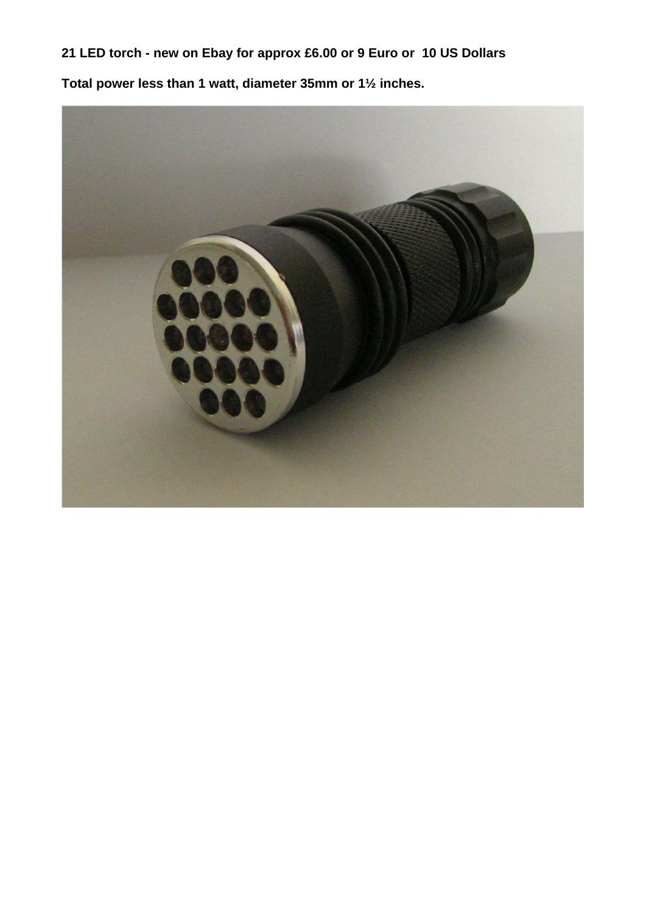**21 LED torch - new on Ebay for approx £6.00 or 9 Euro or 10 US Dollars**

**Total power less than 1 watt, diameter 35mm or 1½ inches.**